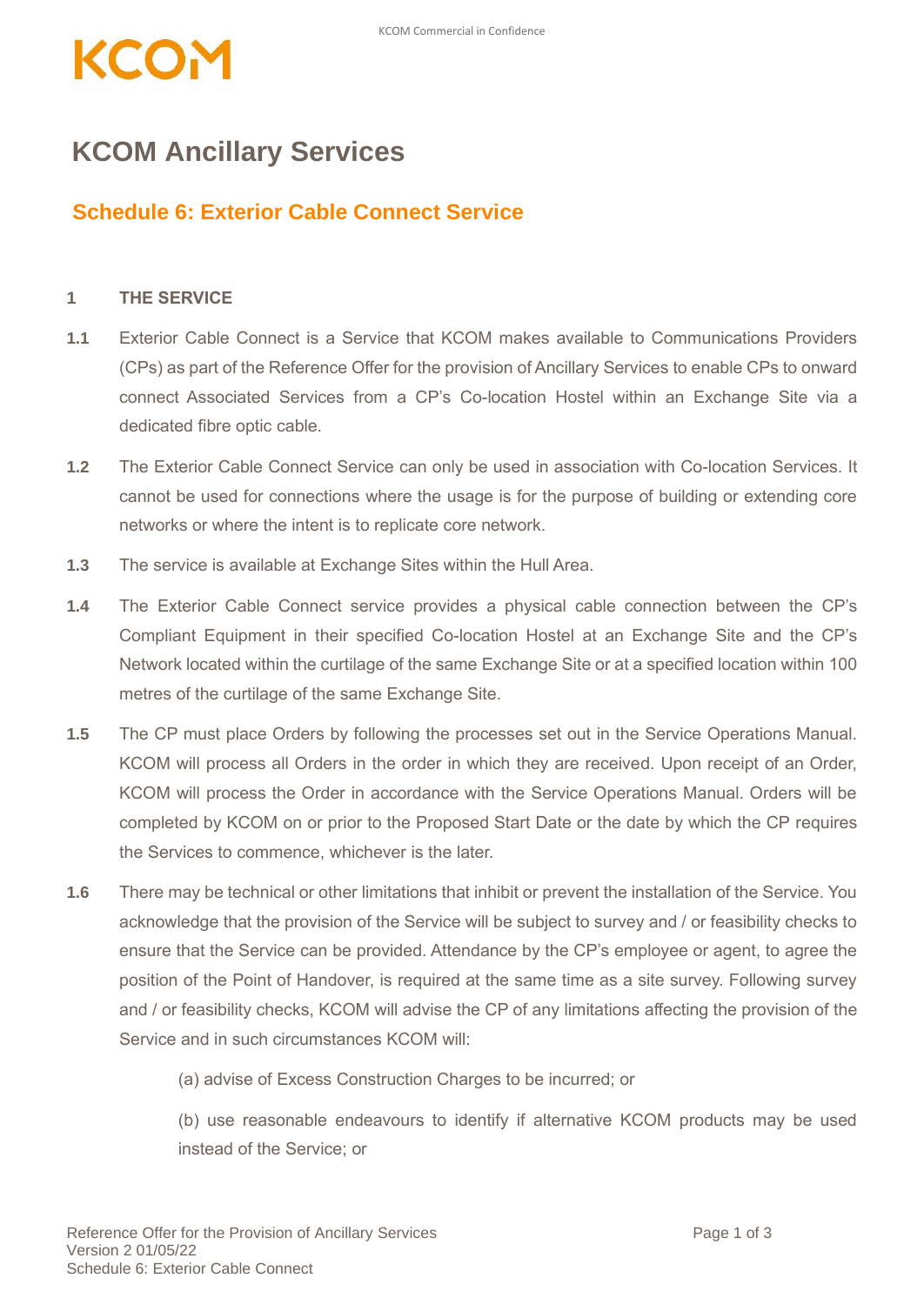# KCOM Ancillary Services

## Schedule 6: Exterior Cable Connect Service

### 1 THE SERVICE

**1.1** Exterior Cable Connect is a Service that KCOM makes available to Communications Providers (CPs) as part of the Reference Offer for the provision of Ancillary Services to enable CPs to onward connect Associated Services from a CP's Co-location Hostel within an Exchange Site via a dedicated fibre optic cable.

**1.2** The Exterior Cable Connect Service can only be used in association with Co-location Services. It cannot be used for connections where the usage is for the purpose of building or extending core networks or where the intent is to replicate core network.

**1.3** The service is available at Exchange Sites within the Hull Area.

**1.4** The Exterior Cable Connect service provides a physical cable connection between the CP's Compliant Equipment in their specified Co-location Hostel at an Exchange Site and the CP's Network located within the curtilage of the same Exchange Site or at a specified location within 100 metres of the curtilage of the same Exchange Site.

**1.5** The CP must place Orders by following the processes set out in the Service Operations Manual. KCOM will process all Orders in the order in which they are received. Upon receipt of an Order, KCOM will process the Order in accordance with the Service Operations Manual. Orders will be completed by KCOM on or prior to the Proposed Start Date or the date by which the CP requires the Services to commence, whichever is the later.

**1.6** There may be technical or other limitations that inhibit or prevent the installation of the Service. You acknowledge that the provision of the Service will be subject to survey and / or feasibility checks to ensure that the Service can be provided. Attendance by the CP's employee or agent, to agree the position of the Point of Handover, is required at the same time as a site survey. Following survey and / or feasibility checks, KCOM will advise the CP of any limitations affecting the provision of the Service and in such circumstances KCOM will:

(a) advise of Excess Construction Charges to be incurred; or

(b) use reasonable endeavours to identify if alternative KCOM products may be used instead of the Service; or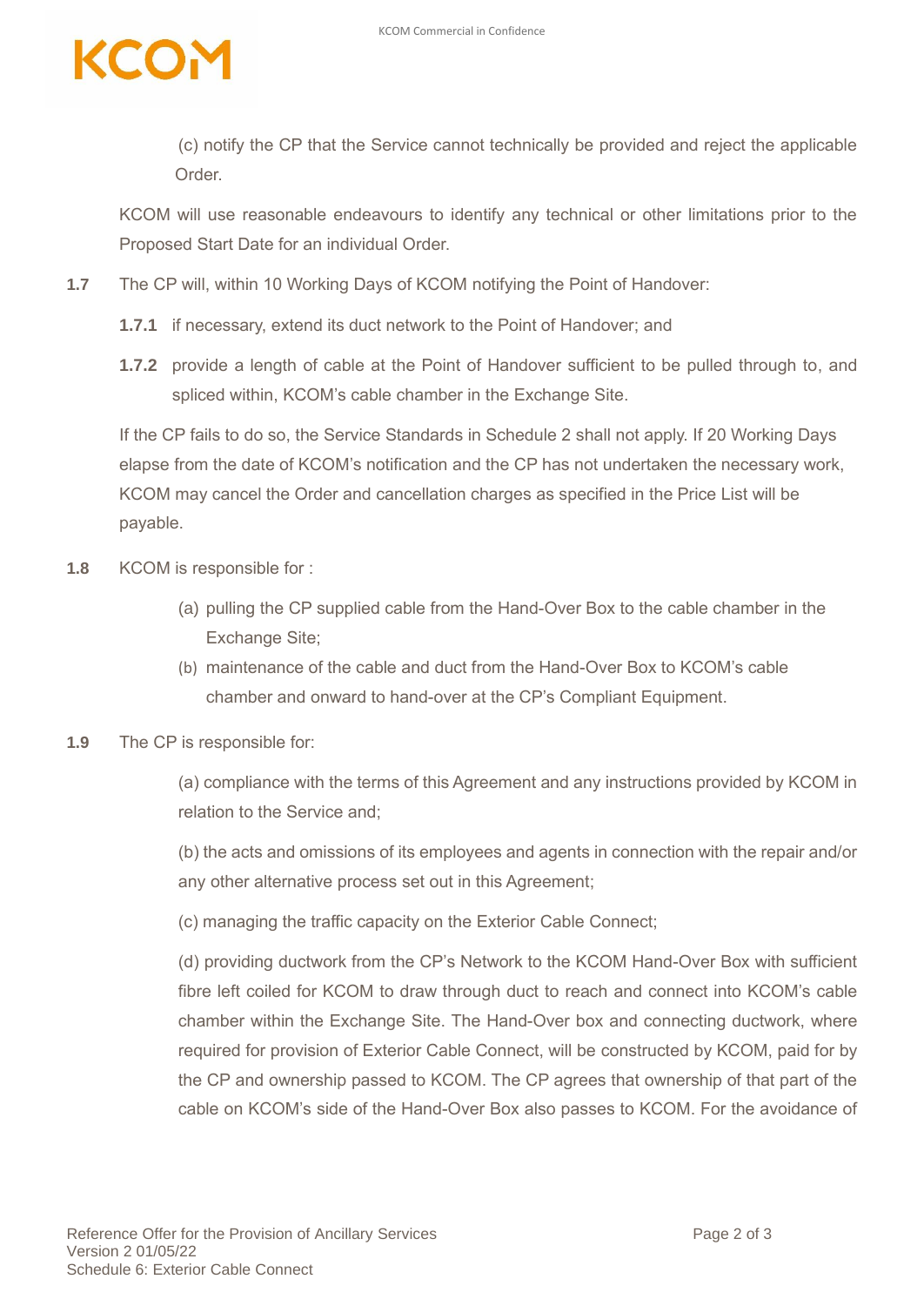(c) notify the CP that the Service cannot technically be provided and reject the applicable Order.

KCOM will use reasonable endeavours to identify any technical or other limitations prior to the Proposed Start Date for an individual Order.

**1.7** The CP will, within 10 Working Days of KCOM notifying the Point of Handover:

**1.7.1** if necessary, extend its duct network to the Point of Handover; and

**1.7.2** provide a length of cable at the Point of Handover sufficient to be pulled through to, and spliced within, KCOM's cable chamber in the Exchange Site.

If the CP fails to do so, the Service Standards in Schedule 2 shall not apply. If 20 Working Days elapse from the date of KCOM's notification and the CP has not undertaken the necessary work, KCOM may cancel the Order and cancellation charges as specified in the Price List will be payable.

**1.8** KCOM is responsible for :

(a) pulling the CP supplied cable from the Hand-Over Box to the cable chamber in the Exchange Site;

(b) maintenance of the cable and duct from the Hand-Over Box to KCOM's cable chamber and onward to hand-over at the CP's Compliant Equipment.

**1.9** The CP is responsible for:

(a) compliance with the terms of this Agreement and any instructions provided by KCOM in relation to the Service and;

(b) the acts and omissions of its employees and agents in connection with the repair and/or any other alternative process set out in this Agreement;

(c) managing the traffic capacity on the Exterior Cable Connect;

(d) providing ductwork from the CP's Network to the KCOM Hand-Over Box with sufficient fibre left coiled for KCOM to draw through duct to reach and connect into KCOM's cable chamber within the Exchange Site. The Hand-Over box and connecting ductwork, where required for provision of Exterior Cable Connect, will be constructed by KCOM, paid for by the CP and ownership passed to KCOM. The CP agrees that ownership of that part of the cable on KCOM's side of the Hand-Over Box also passes to KCOM. For the avoidance of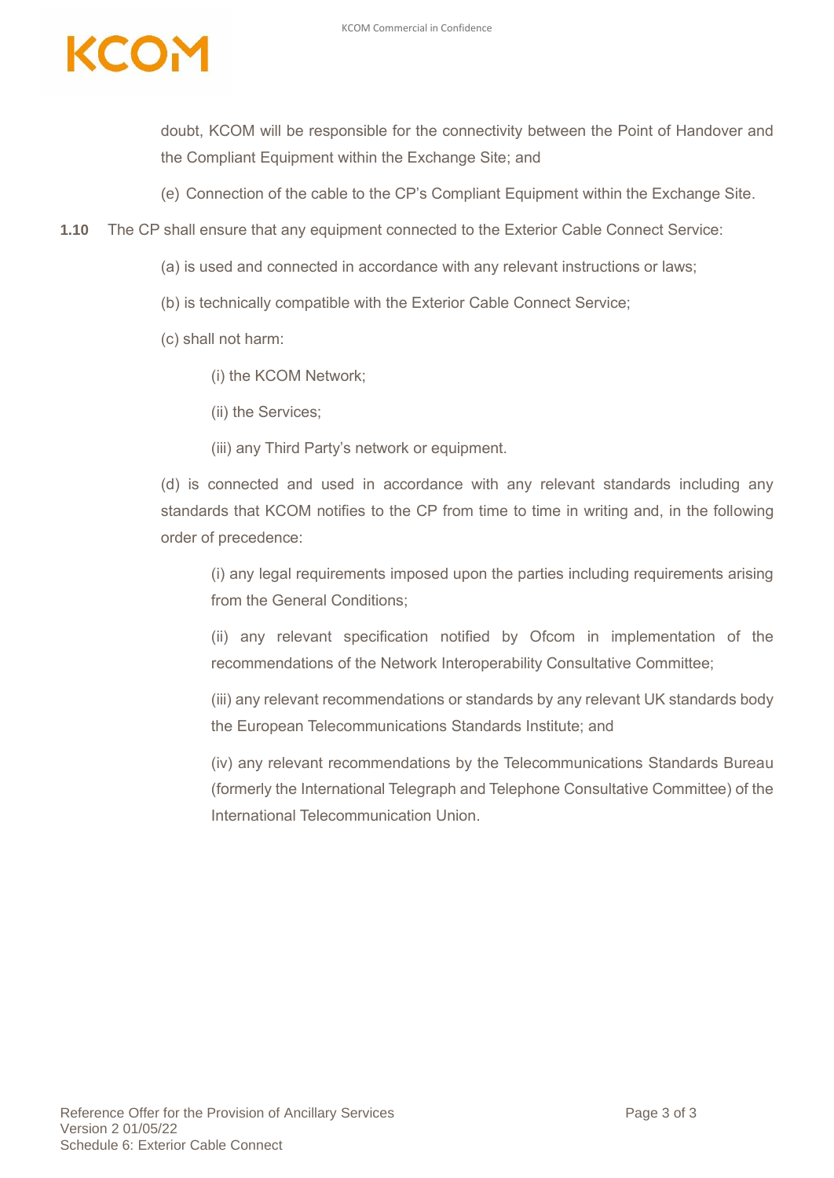doubt, KCOM will be responsible for the connectivity between the Point of Handover and the Compliant Equipment within the Exchange Site; and

(e) Connection of the cable to the CP's Compliant Equipment within the Exchange Site.

**1.10** The CP shall ensure that any equipment connected to the Exterior Cable Connect Service:

(a) is used and connected in accordance with any relevant instructions or laws;

(b) is technically compatible with the Exterior Cable Connect Service;

(c) shall not harm:

(i) the KCOM Network;

(ii) the Services;

(iii) any Third Party's network or equipment.

(d) is connected and used in accordance with any relevant standards including any standards that KCOM notifies to the CP from time to time in writing and, in the following order of precedence:

(i) any legal requirements imposed upon the parties including requirements arising from the General Conditions;

(ii) any relevant specification notified by Ofcom in implementation of the recommendations of the Network Interoperability Consultative Committee;

(iii) any relevant recommendations or standards by any relevant UK standards body the European Telecommunications Standards Institute; and

(iv) any relevant recommendations by the Telecommunications Standards Bureau (formerly the International Telegraph and Telephone Consultative Committee) of the International Telecommunication Union.